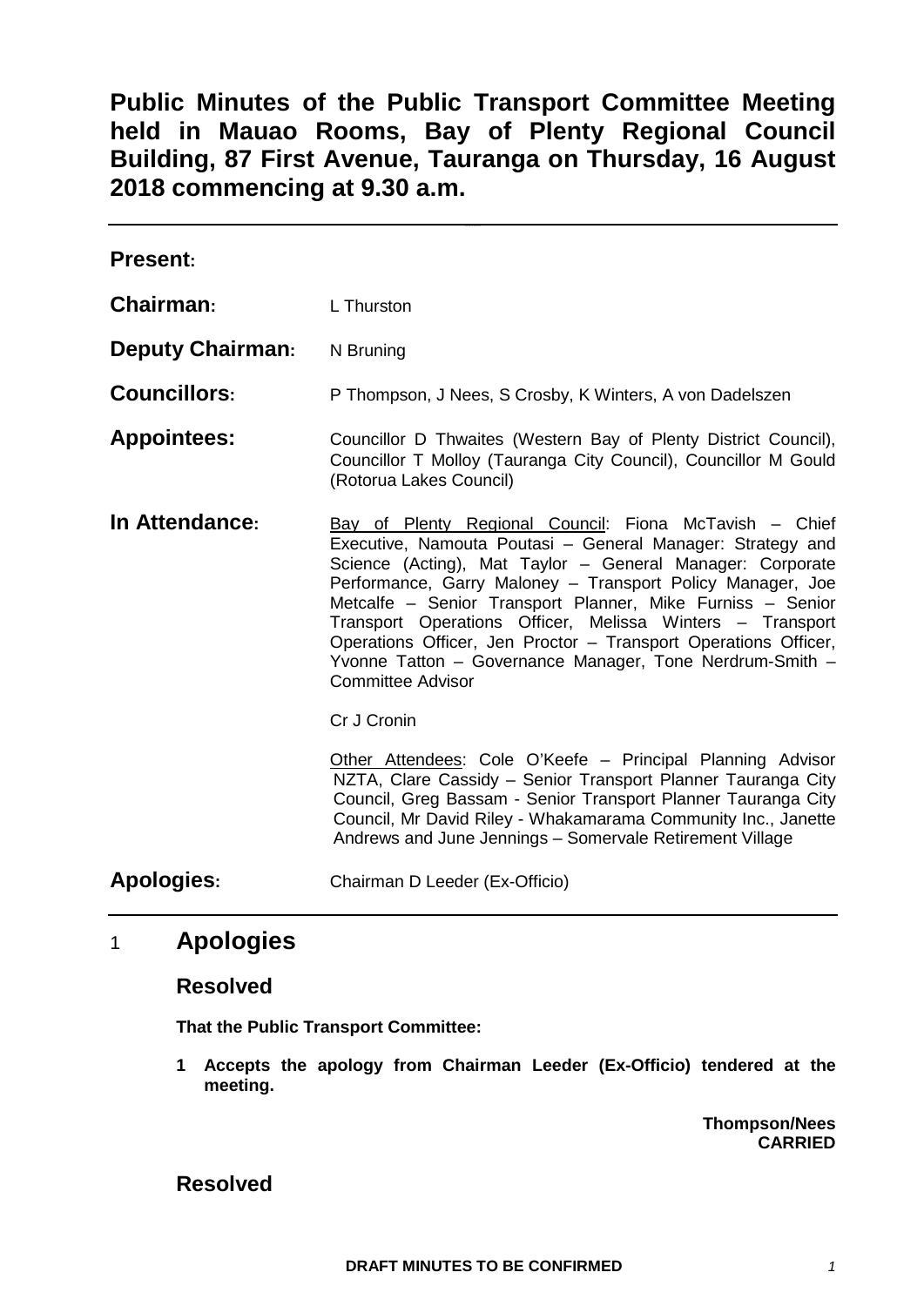# Public Minutes of the Public Transport Committee Meeting held in Mauao Rooms, Bay of Plenty Regional Council Building, 87 First Avenue, Tauranga on Thursday, 16 August 2018 commencing at 9.30 a.m.

---

**Present:**

**Chairman:** L Thurston

**Deputy Chairman:** N Bruning

**Councillors:** P Thompson, J Nees, S Crosby, K Winters, A von Dadelszen

**Appointees:** Councillor D Thwaites (Western Bay of Plenty District Council), Councillor T Molloy (Tauranga City Council), Councillor M Gould (Rotorua Lakes Council)

**In Attendance:** Bay of Plenty Regional Council: Fiona McTavish – Chief Executive, Namouta Poutasi – General Manager: Strategy and Science (Acting), Mat Taylor – General Manager: Corporate Performance, Garry Maloney – Transport Policy Manager, Joe Metcalfe – Senior Transport Planner, Mike Furniss – Senior Transport Operations Officer, Melissa Winters – Transport Operations Officer, Jen Proctor – Transport Operations Officer, Yvonne Tatton – Governance Manager, Tone Nerdrum-Smith – Committee Advisor

Cr J Cronin

Other Attendees: Cole O'Keefe – Principal Planning Advisor NZTA, Clare Cassidy – Senior Transport Planner Tauranga City Council, Greg Bassam - Senior Transport Planner Tauranga City Council, Mr David Riley - Whakamarama Community Inc., Janette Andrews and June Jennings – Somervale Retirement Village

**Apologies:** Chairman D Leeder (Ex-Officio)

---

## 1 Apologies

### Resolved

**That the Public Transport Committee:**

**1 Accepts the apology from Chairman Leeder (Ex-Officio) tendered at the meeting.**

**Thompson/Nees**
**CARRIED**

### Resolved

DRAFT MINUTES TO BE CONFIRMED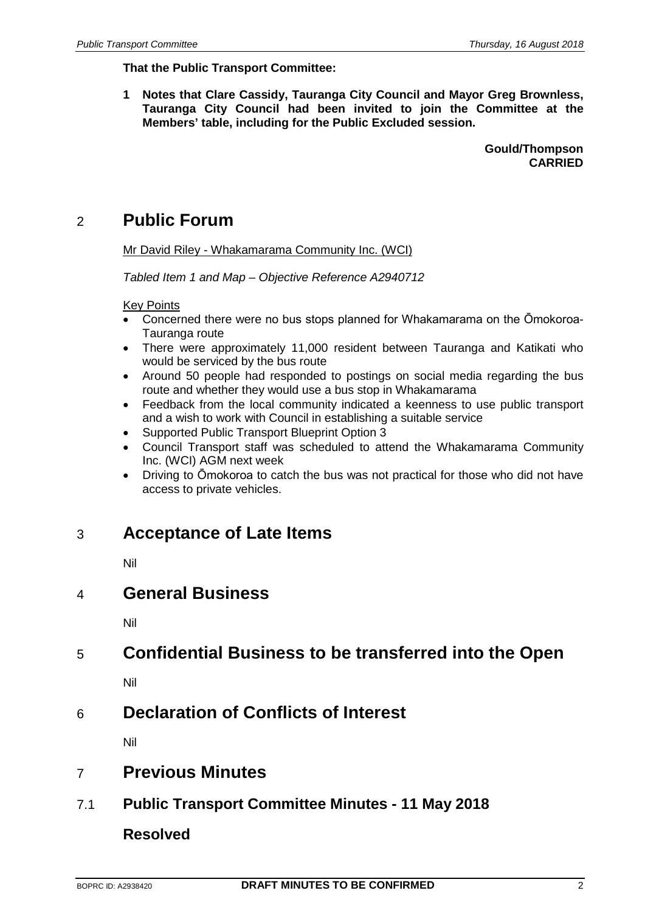**That the Public Transport Committee:**

**1 Notes that Clare Cassidy, Tauranga City Council and Mayor Greg Brownless, Tauranga City Council had been invited to join the Committee at the Members' table, including for the Public Excluded session.**

**Gould/Thompson**
**CARRIED**

## 2 Public Forum

Mr David Riley - Whakamarama Community Inc. (WCI)

*Tabled Item 1 and Map – Objective Reference A2940712*

Key Points

- Concerned there were no bus stops planned for Whakamarama on the Ōmokoroa-Tauranga route
- There were approximately 11,000 resident between Tauranga and Katikati who would be serviced by the bus route
- Around 50 people had responded to postings on social media regarding the bus route and whether they would use a bus stop in Whakamarama
- Feedback from the local community indicated a keenness to use public transport and a wish to work with Council in establishing a suitable service
- Supported Public Transport Blueprint Option 3
- Council Transport staff was scheduled to attend the Whakamarama Community Inc. (WCI) AGM next week
- Driving to Ōmokoroa to catch the bus was not practical for those who did not have access to private vehicles.

## 3 Acceptance of Late Items

Nil

## 4 General Business

Nil

## 5 Confidential Business to be transferred into the Open

Nil

## 6 Declaration of Conflicts of Interest

Nil

## 7 Previous Minutes

### 7.1 Public Transport Committee Minutes - 11 May 2018

### Resolved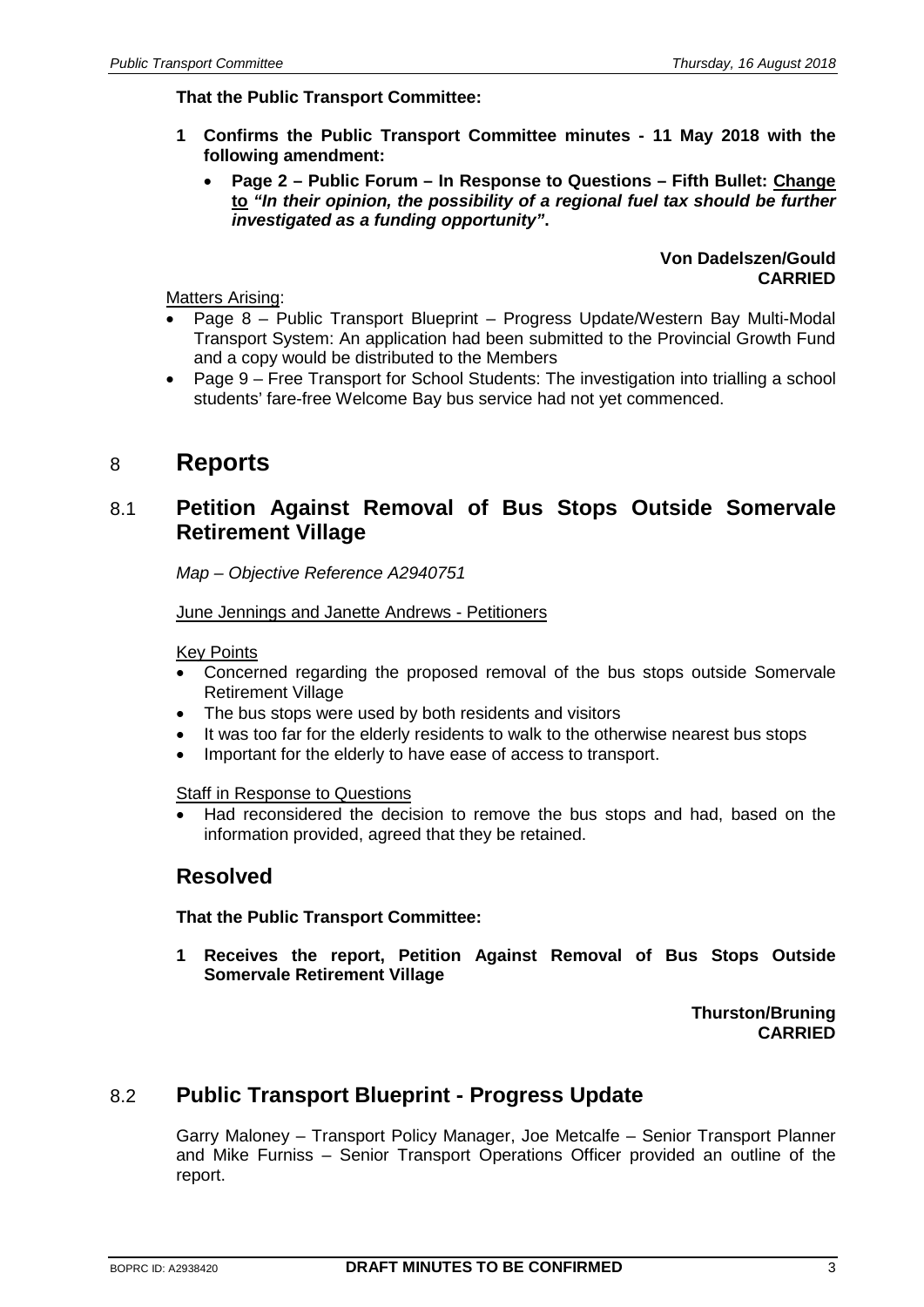**That the Public Transport Committee:**

**1 Confirms the Public Transport Committee minutes - 11 May 2018 with the following amendment:**

- **Page 2 – Public Forum – In Response to Questions – Fifth Bullet: Change to *"In their opinion, the possibility of a regional fuel tax should be further investigated as a funding opportunity"*.**

**Von Dadelszen/Gould**
**CARRIED**

Matters Arising:

- Page 8 – Public Transport Blueprint – Progress Update/Western Bay Multi-Modal Transport System: An application had been submitted to the Provincial Growth Fund and a copy would be distributed to the Members
- Page 9 – Free Transport for School Students: The investigation into trialling a school students' fare-free Welcome Bay bus service had not yet commenced.

# 8 Reports

## 8.1 Petition Against Removal of Bus Stops Outside Somervale Retirement Village

*Map – Objective Reference A2940751*

June Jennings and Janette Andrews - Petitioners

Key Points

- Concerned regarding the proposed removal of the bus stops outside Somervale Retirement Village
- The bus stops were used by both residents and visitors
- It was too far for the elderly residents to walk to the otherwise nearest bus stops
- Important for the elderly to have ease of access to transport.

Staff in Response to Questions

- Had reconsidered the decision to remove the bus stops and had, based on the information provided, agreed that they be retained.

### Resolved

**That the Public Transport Committee:**

**1 Receives the report, Petition Against Removal of Bus Stops Outside Somervale Retirement Village**

**Thurston/Bruning**
**CARRIED**

## 8.2 Public Transport Blueprint - Progress Update

Garry Maloney – Transport Policy Manager, Joe Metcalfe – Senior Transport Planner and Mike Furniss – Senior Transport Operations Officer provided an outline of the report.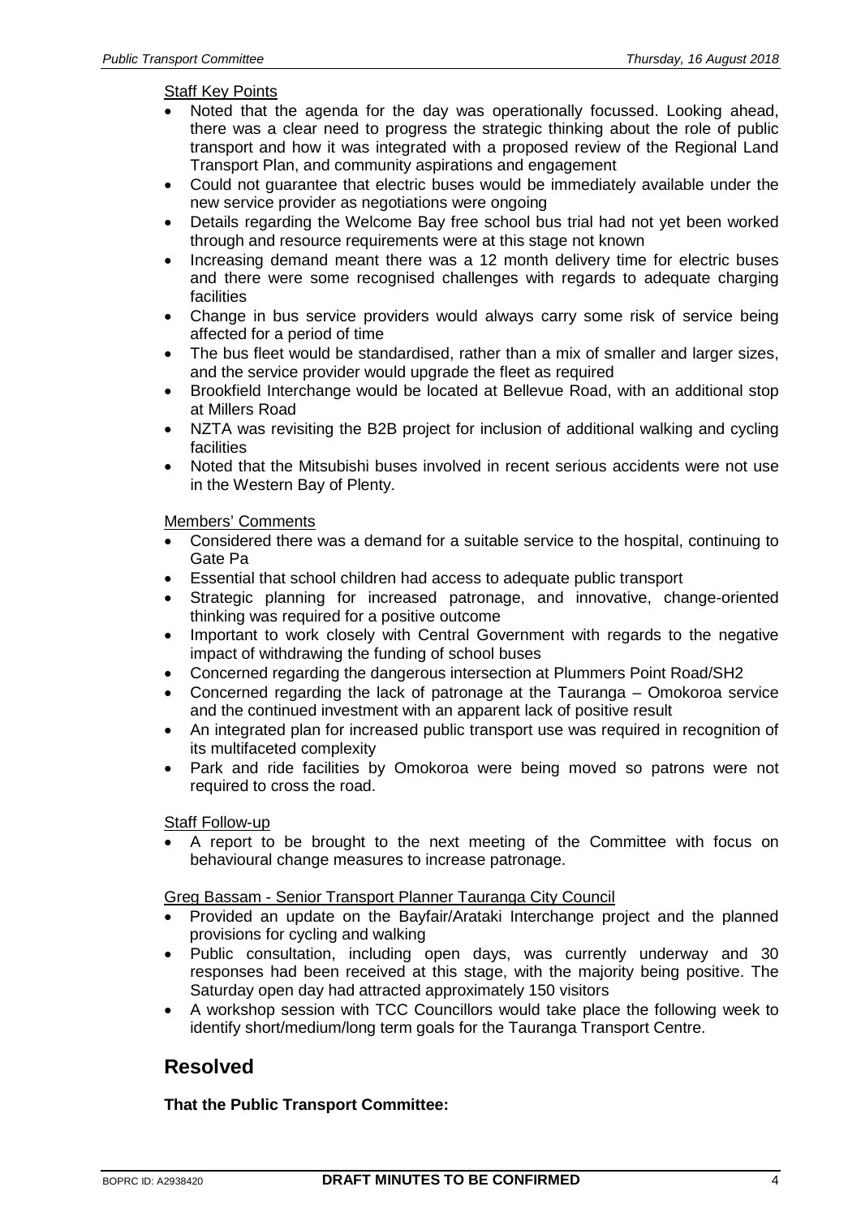Staff Key Points

- Noted that the agenda for the day was operationally focussed. Looking ahead, there was a clear need to progress the strategic thinking about the role of public transport and how it was integrated with a proposed review of the Regional Land Transport Plan, and community aspirations and engagement
- Could not guarantee that electric buses would be immediately available under the new service provider as negotiations were ongoing
- Details regarding the Welcome Bay free school bus trial had not yet been worked through and resource requirements were at this stage not known
- Increasing demand meant there was a 12 month delivery time for electric buses and there were some recognised challenges with regards to adequate charging facilities
- Change in bus service providers would always carry some risk of service being affected for a period of time
- The bus fleet would be standardised, rather than a mix of smaller and larger sizes, and the service provider would upgrade the fleet as required
- Brookfield Interchange would be located at Bellevue Road, with an additional stop at Millers Road
- NZTA was revisiting the B2B project for inclusion of additional walking and cycling facilities
- Noted that the Mitsubishi buses involved in recent serious accidents were not use in the Western Bay of Plenty.

Members' Comments

- Considered there was a demand for a suitable service to the hospital, continuing to Gate Pa
- Essential that school children had access to adequate public transport
- Strategic planning for increased patronage, and innovative, change-oriented thinking was required for a positive outcome
- Important to work closely with Central Government with regards to the negative impact of withdrawing the funding of school buses
- Concerned regarding the dangerous intersection at Plummers Point Road/SH2
- Concerned regarding the lack of patronage at the Tauranga – Omokoroa service and the continued investment with an apparent lack of positive result
- An integrated plan for increased public transport use was required in recognition of its multifaceted complexity
- Park and ride facilities by Omokoroa were being moved so patrons were not required to cross the road.

Staff Follow-up

- A report to be brought to the next meeting of the Committee with focus on behavioural change measures to increase patronage.

Greg Bassam - Senior Transport Planner Tauranga City Council

- Provided an update on the Bayfair/Arataki Interchange project and the planned provisions for cycling and walking
- Public consultation, including open days, was currently underway and 30 responses had been received at this stage, with the majority being positive. The Saturday open day had attracted approximately 150 visitors
- A workshop session with TCC Councillors would take place the following week to identify short/medium/long term goals for the Tauranga Transport Centre.

## Resolved

**That the Public Transport Committee:**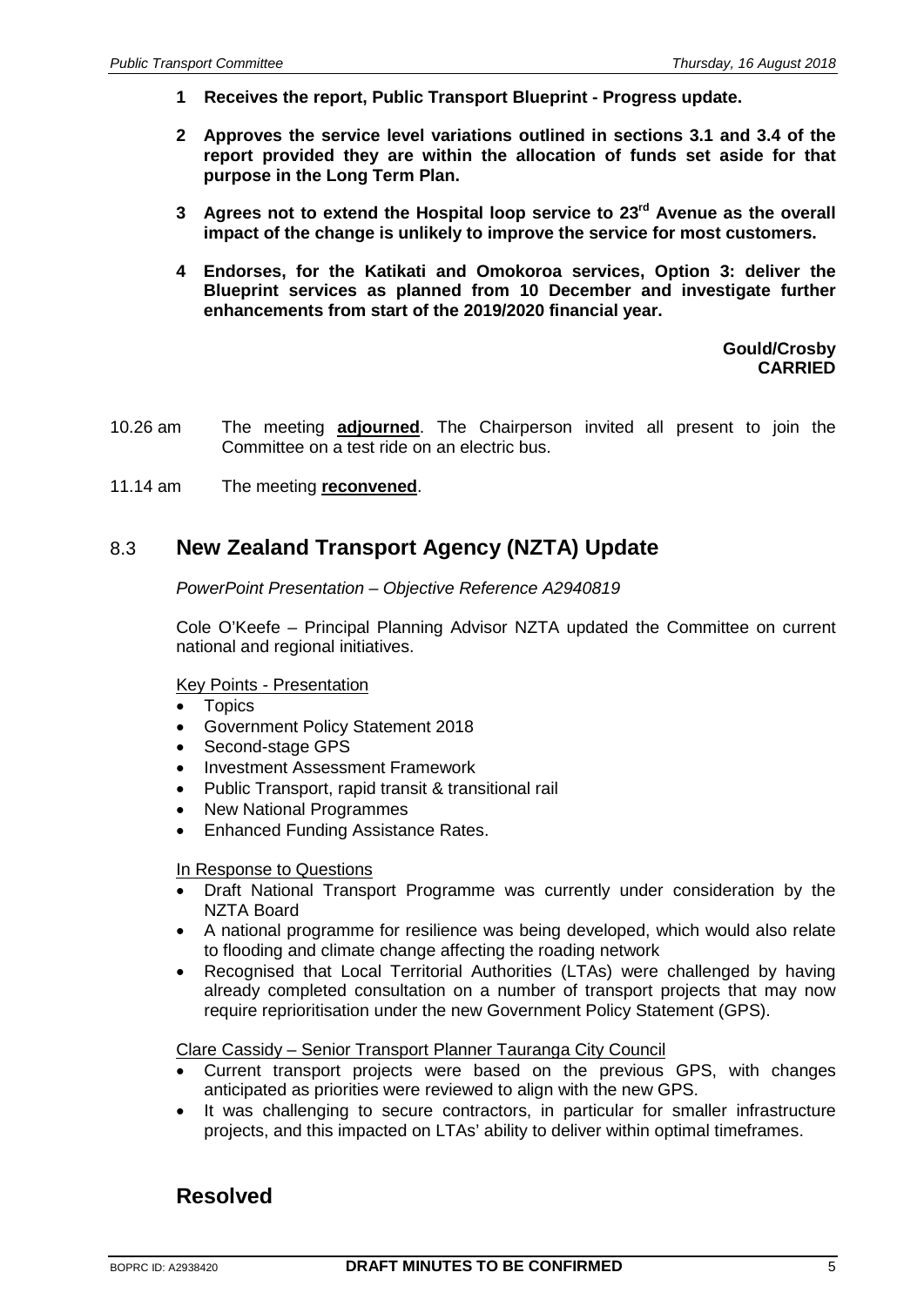**1 Receives the report, Public Transport Blueprint - Progress update.**

**2 Approves the service level variations outlined in sections 3.1 and 3.4 of the report provided they are within the allocation of funds set aside for that purpose in the Long Term Plan.**

**3 Agrees not to extend the Hospital loop service to 23rd Avenue as the overall impact of the change is unlikely to improve the service for most customers.**

**4 Endorses, for the Katikati and Omokoroa services, Option 3: deliver the Blueprint services as planned from 10 December and investigate further enhancements from start of the 2019/2020 financial year.**

**Gould/Crosby**
**CARRIED**

10.26 am The meeting **adjourned**. The Chairperson invited all present to join the Committee on a test ride on an electric bus.

11.14 am The meeting **reconvened**.

## 8.3 New Zealand Transport Agency (NZTA) Update

*PowerPoint Presentation – Objective Reference A2940819*

Cole O'Keefe – Principal Planning Advisor NZTA updated the Committee on current national and regional initiatives.

Key Points - Presentation

- Topics
- Government Policy Statement 2018
- Second-stage GPS
- Investment Assessment Framework
- Public Transport, rapid transit & transitional rail
- New National Programmes
- Enhanced Funding Assistance Rates.

In Response to Questions

- Draft National Transport Programme was currently under consideration by the NZTA Board
- A national programme for resilience was being developed, which would also relate to flooding and climate change affecting the roading network
- Recognised that Local Territorial Authorities (LTAs) were challenged by having already completed consultation on a number of transport projects that may now require reprioritisation under the new Government Policy Statement (GPS).

Clare Cassidy – Senior Transport Planner Tauranga City Council

- Current transport projects were based on the previous GPS, with changes anticipated as priorities were reviewed to align with the new GPS.
- It was challenging to secure contractors, in particular for smaller infrastructure projects, and this impacted on LTAs' ability to deliver within optimal timeframes.

## Resolved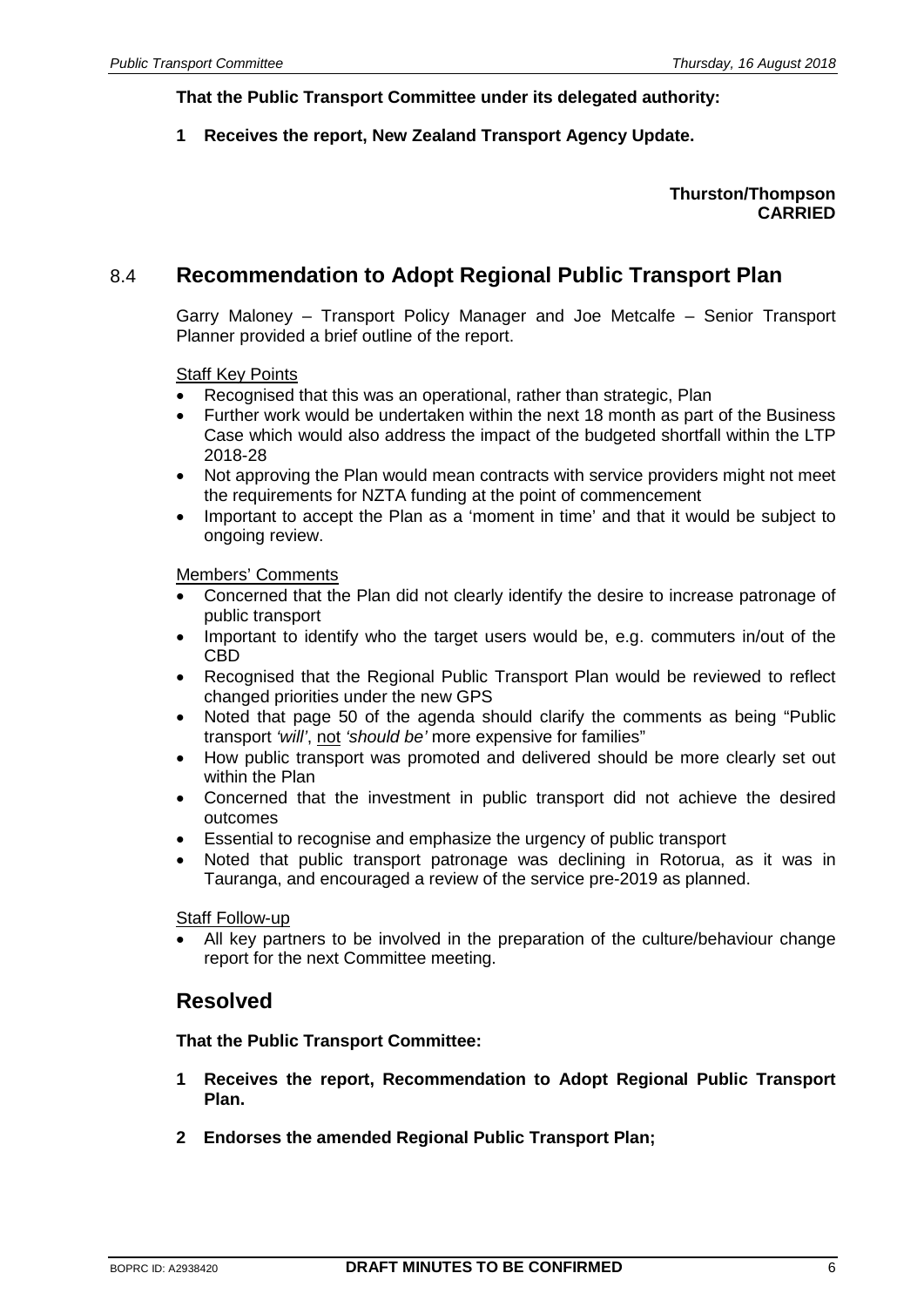**That the Public Transport Committee under its delegated authority:**

**1 Receives the report, New Zealand Transport Agency Update.**

**Thurston/Thompson**
**CARRIED**

## 8.4 Recommendation to Adopt Regional Public Transport Plan

Garry Maloney – Transport Policy Manager and Joe Metcalfe – Senior Transport Planner provided a brief outline of the report.

Staff Key Points

- Recognised that this was an operational, rather than strategic, Plan
- Further work would be undertaken within the next 18 month as part of the Business Case which would also address the impact of the budgeted shortfall within the LTP 2018-28
- Not approving the Plan would mean contracts with service providers might not meet the requirements for NZTA funding at the point of commencement
- Important to accept the Plan as a 'moment in time' and that it would be subject to ongoing review.

Members' Comments

- Concerned that the Plan did not clearly identify the desire to increase patronage of public transport
- Important to identify who the target users would be, e.g. commuters in/out of the CBD
- Recognised that the Regional Public Transport Plan would be reviewed to reflect changed priorities under the new GPS
- Noted that page 50 of the agenda should clarify the comments as being "Public transport *'will'*, not *'should be'* more expensive for families"
- How public transport was promoted and delivered should be more clearly set out within the Plan
- Concerned that the investment in public transport did not achieve the desired outcomes
- Essential to recognise and emphasize the urgency of public transport
- Noted that public transport patronage was declining in Rotorua, as it was in Tauranga, and encouraged a review of the service pre-2019 as planned.

Staff Follow-up

- All key partners to be involved in the preparation of the culture/behaviour change report for the next Committee meeting.

## Resolved

**That the Public Transport Committee:**

**1 Receives the report, Recommendation to Adopt Regional Public Transport Plan.**

**2 Endorses the amended Regional Public Transport Plan;**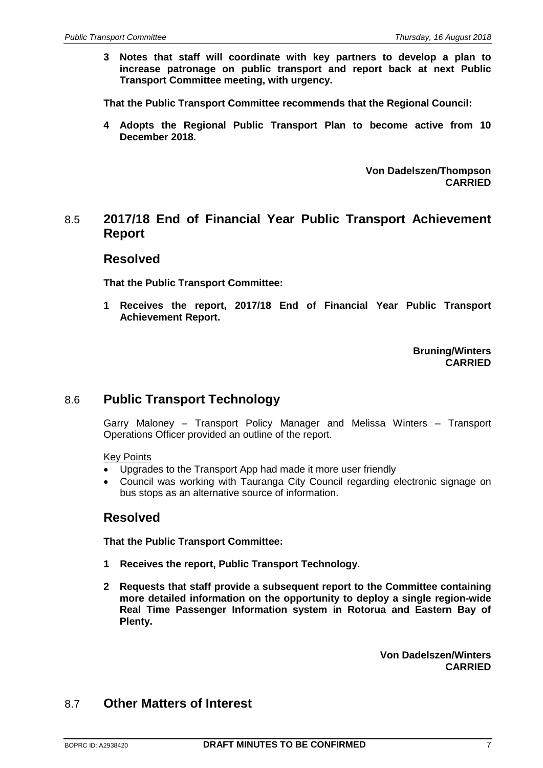**3 Notes that staff will coordinate with key partners to develop a plan to increase patronage on public transport and report back at next Public Transport Committee meeting, with urgency.**

**That the Public Transport Committee recommends that the Regional Council:**

**4 Adopts the Regional Public Transport Plan to become active from 10 December 2018.**

**Von Dadelszen/Thompson**
**CARRIED**

## 8.5 2017/18 End of Financial Year Public Transport Achievement Report

### Resolved

**That the Public Transport Committee:**

**1 Receives the report, 2017/18 End of Financial Year Public Transport Achievement Report.**

**Bruning/Winters**
**CARRIED**

## 8.6 Public Transport Technology

Garry Maloney – Transport Policy Manager and Melissa Winters – Transport Operations Officer provided an outline of the report.

Key Points

- Upgrades to the Transport App had made it more user friendly
- Council was working with Tauranga City Council regarding electronic signage on bus stops as an alternative source of information.

### Resolved

**That the Public Transport Committee:**

**1 Receives the report, Public Transport Technology.**

**2 Requests that staff provide a subsequent report to the Committee containing more detailed information on the opportunity to deploy a single region-wide Real Time Passenger Information system in Rotorua and Eastern Bay of Plenty.**

**Von Dadelszen/Winters**
**CARRIED**

## 8.7 Other Matters of Interest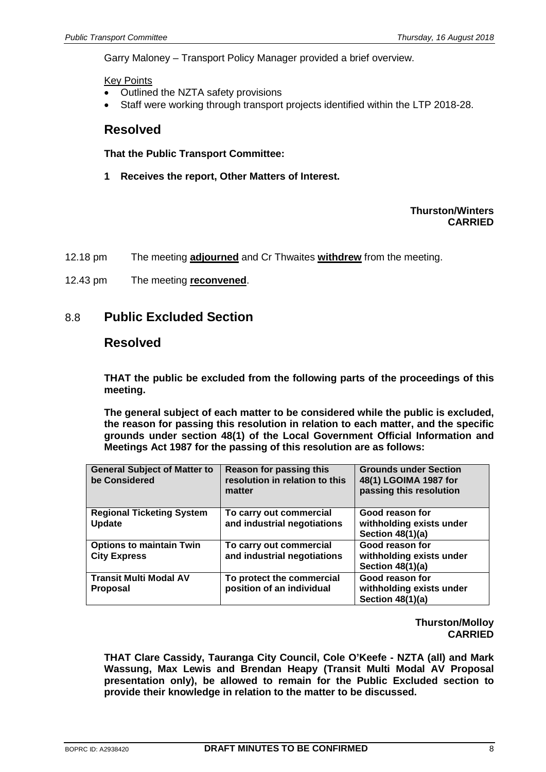Garry Maloney – Transport Policy Manager provided a brief overview.

Key Points

- Outlined the NZTA safety provisions
- Staff were working through transport projects identified within the LTP 2018-28.

## Resolved

**That the Public Transport Committee:**

**1 Receives the report, Other Matters of Interest.**

**Thurston/Winters**
**CARRIED**

12.18 pm The meeting **adjourned** and Cr Thwaites **withdrew** from the meeting.

12.43 pm The meeting **reconvened**.

## 8.8 Public Excluded Section

## Resolved

**THAT the public be excluded from the following parts of the proceedings of this meeting.**

**The general subject of each matter to be considered while the public is excluded, the reason for passing this resolution in relation to each matter, and the specific grounds under section 48(1) of the Local Government Official Information and Meetings Act 1987 for the passing of this resolution are as follows:**

| General Subject of Matter to be Considered | Reason for passing this resolution in relation to this matter | Grounds under Section 48(1) LGOIMA 1987 for passing this resolution |
|---|---|---|
| Regional Ticketing System Update | To carry out commercial and industrial negotiations | Good reason for withholding exists under Section 48(1)(a) |
| Options to maintain Twin City Express | To carry out commercial and industrial negotiations | Good reason for withholding exists under Section 48(1)(a) |
| Transit Multi Modal AV Proposal | To protect the commercial position of an individual | Good reason for withholding exists under Section 48(1)(a) |

**Thurston/Molloy**
**CARRIED**

**THAT Clare Cassidy, Tauranga City Council, Cole O'Keefe - NZTA (all) and Mark Wassung, Max Lewis and Brendan Heapy (Transit Multi Modal AV Proposal presentation only), be allowed to remain for the Public Excluded section to provide their knowledge in relation to the matter to be discussed.**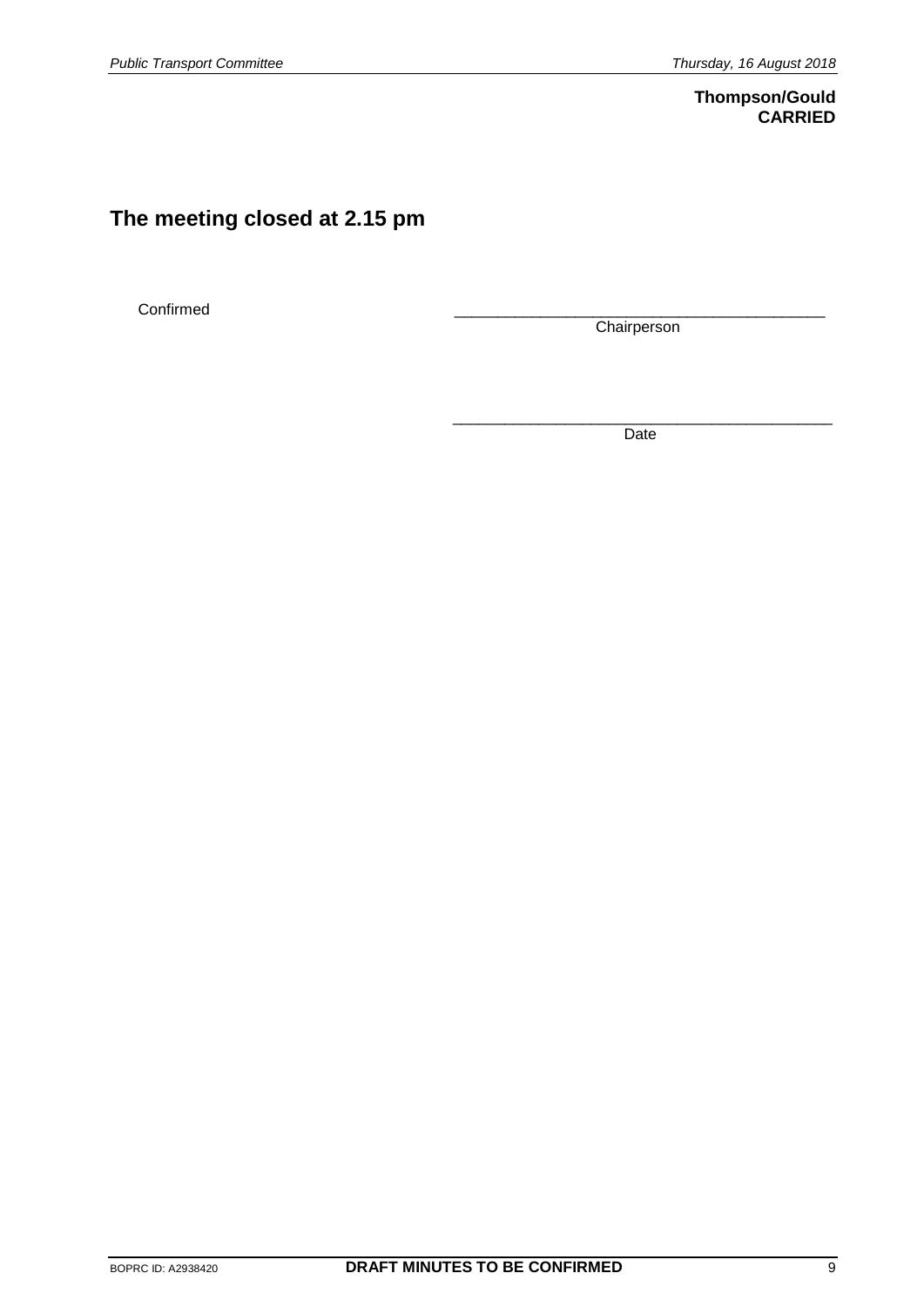**Thompson/Gould**
**CARRIED**

## The meeting closed at 2.15 pm

Confirmed _____________________________________________
Chairperson

_____________________________________________
Date